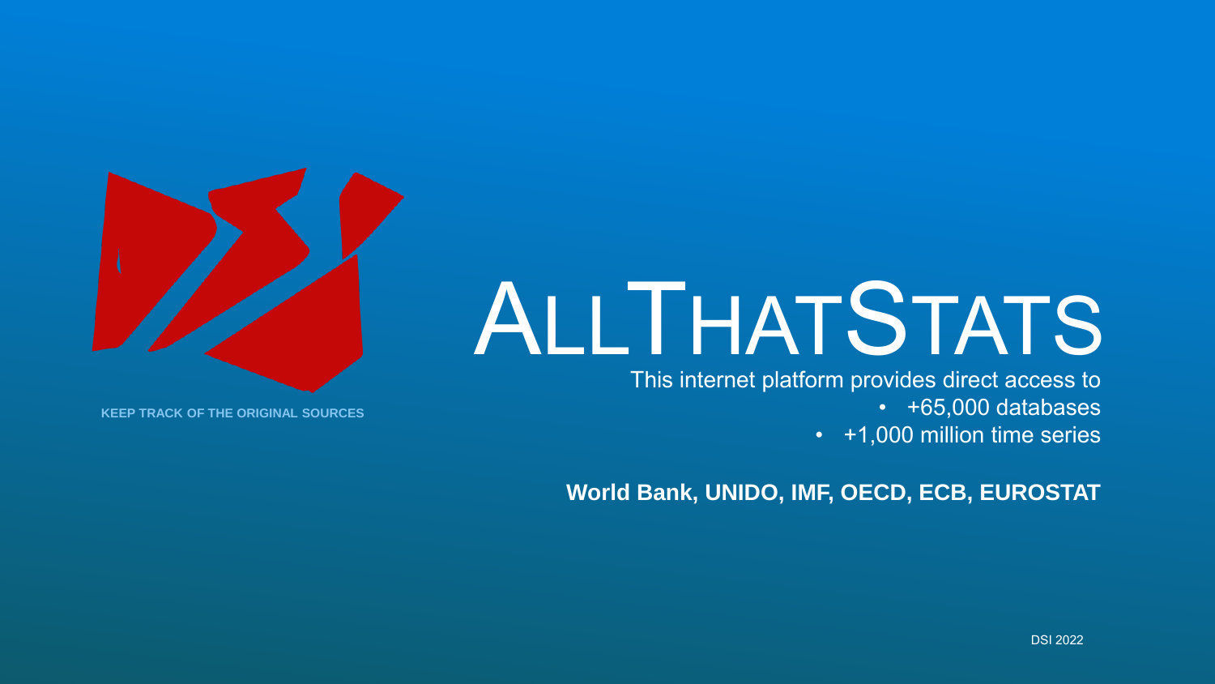KEEP TRACK OF THE ORIGINAL SOURCES

# ALLTHATSTATS

This internet platform provides direct access to

- +65,000 databases
- +1,000 million time series

**World Bank, UNIDO, IMF, OECD, ECB, EUROSTAT**

DSI 2022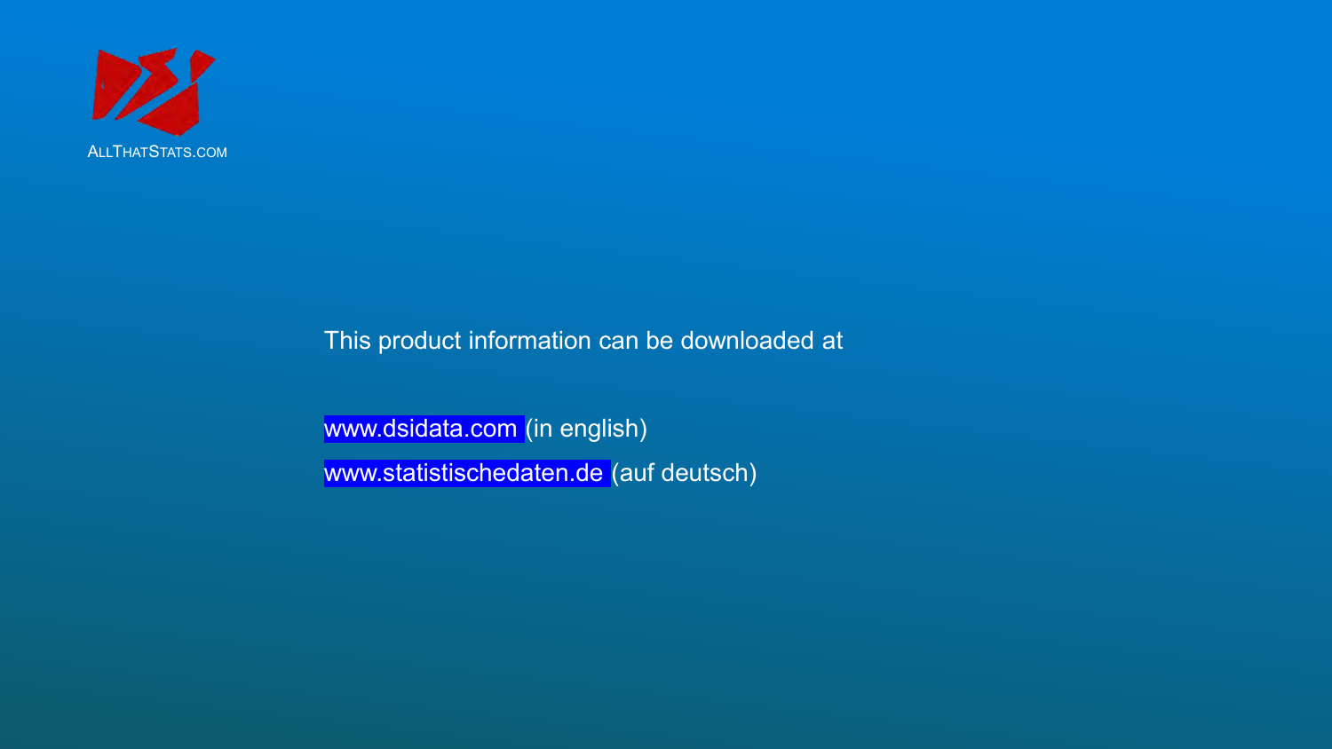ALLTHATSTATS.COM

This product information can be downloaded at

www.dsidata.com (in english)

www.statistischedaten.de (auf deutsch)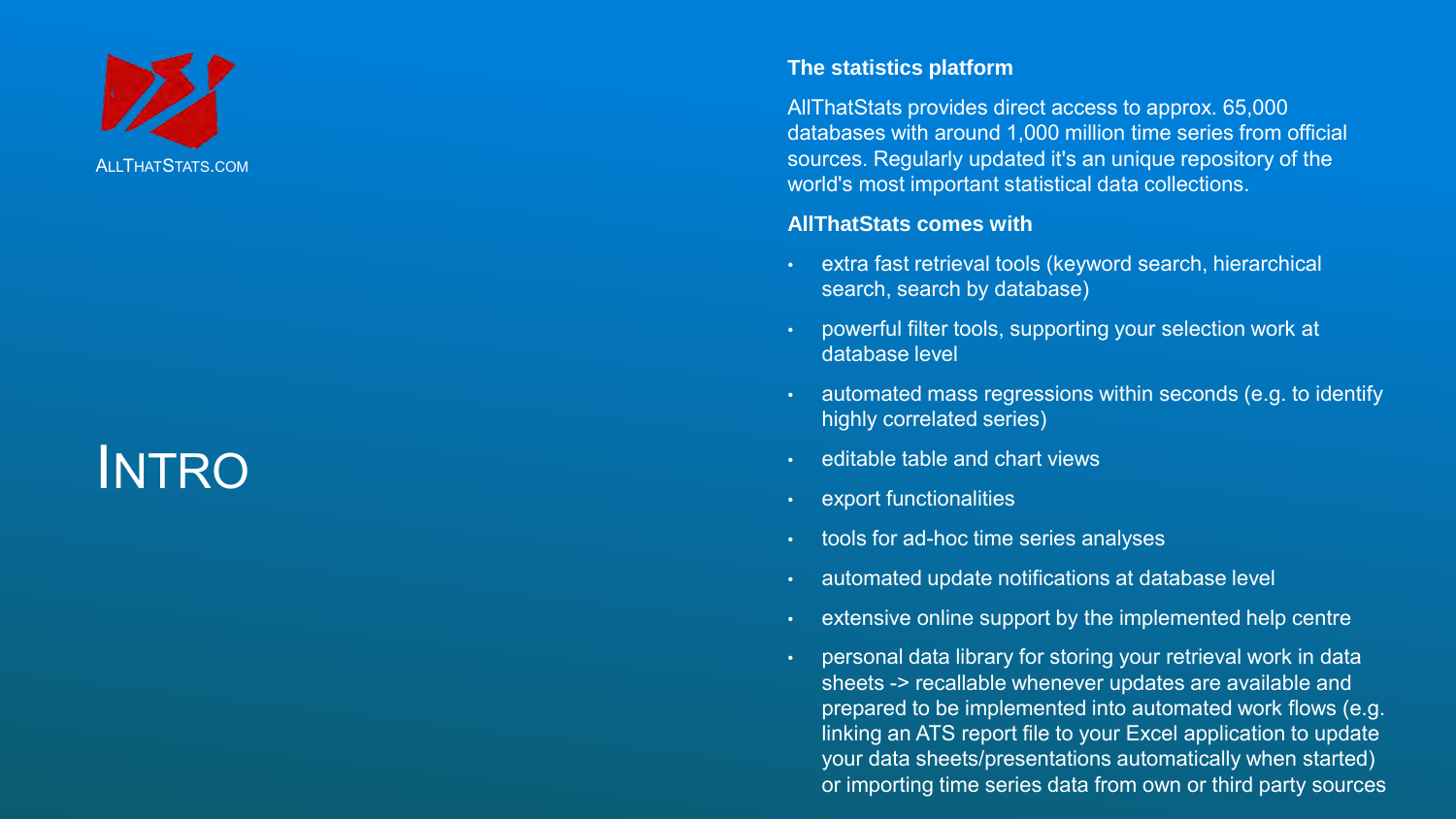ALLTHATSTATS.COM

# INTRO

**The statistics platform**

AllThatStats provides direct access to approx. 65,000 databases with around 1,000 million time series from official sources. Regularly updated it's an unique repository of the world's most important statistical data collections.

**AllThatStats comes with**

- extra fast retrieval tools (keyword search, hierarchical search, search by database)
- powerful filter tools, supporting your selection work at database level
- automated mass regressions within seconds (e.g. to identify highly correlated series)
- editable table and chart views
- export functionalities
- tools for ad-hoc time series analyses
- automated update notifications at database level
- extensive online support by the implemented help centre
- personal data library for storing your retrieval work in data sheets -> recallable whenever updates are available and prepared to be implemented into automated work flows (e.g. linking an ATS report file to your Excel application to update your data sheets/presentations automatically when started) or importing time series data from own or third party sources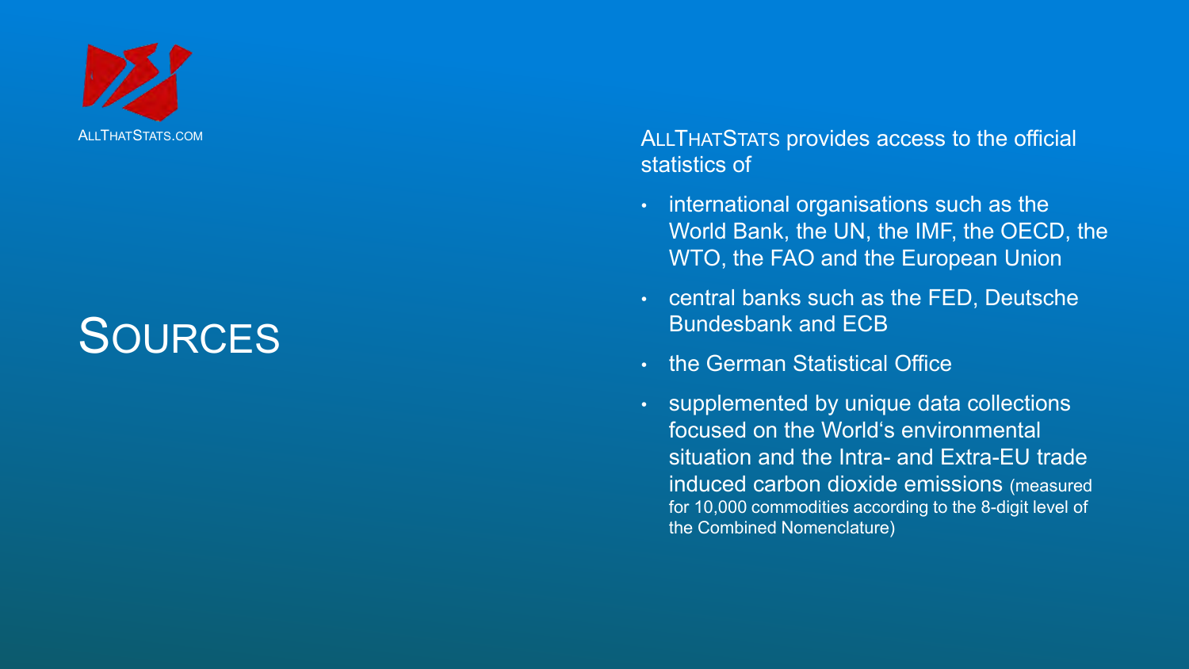ALLTHATSTATS.COM

# SOURCES

ALLTHATSTATS provides access to the official statistics of

- international organisations such as the World Bank, the UN, the IMF, the OECD, the WTO, the FAO and the European Union
- central banks such as the FED, Deutsche Bundesbank and ECB
- the German Statistical Office
- supplemented by unique data collections focused on the World's environmental situation and the Intra- and Extra-EU trade induced carbon dioxide emissions (measured for 10,000 commodities according to the 8-digit level of the Combined Nomenclature)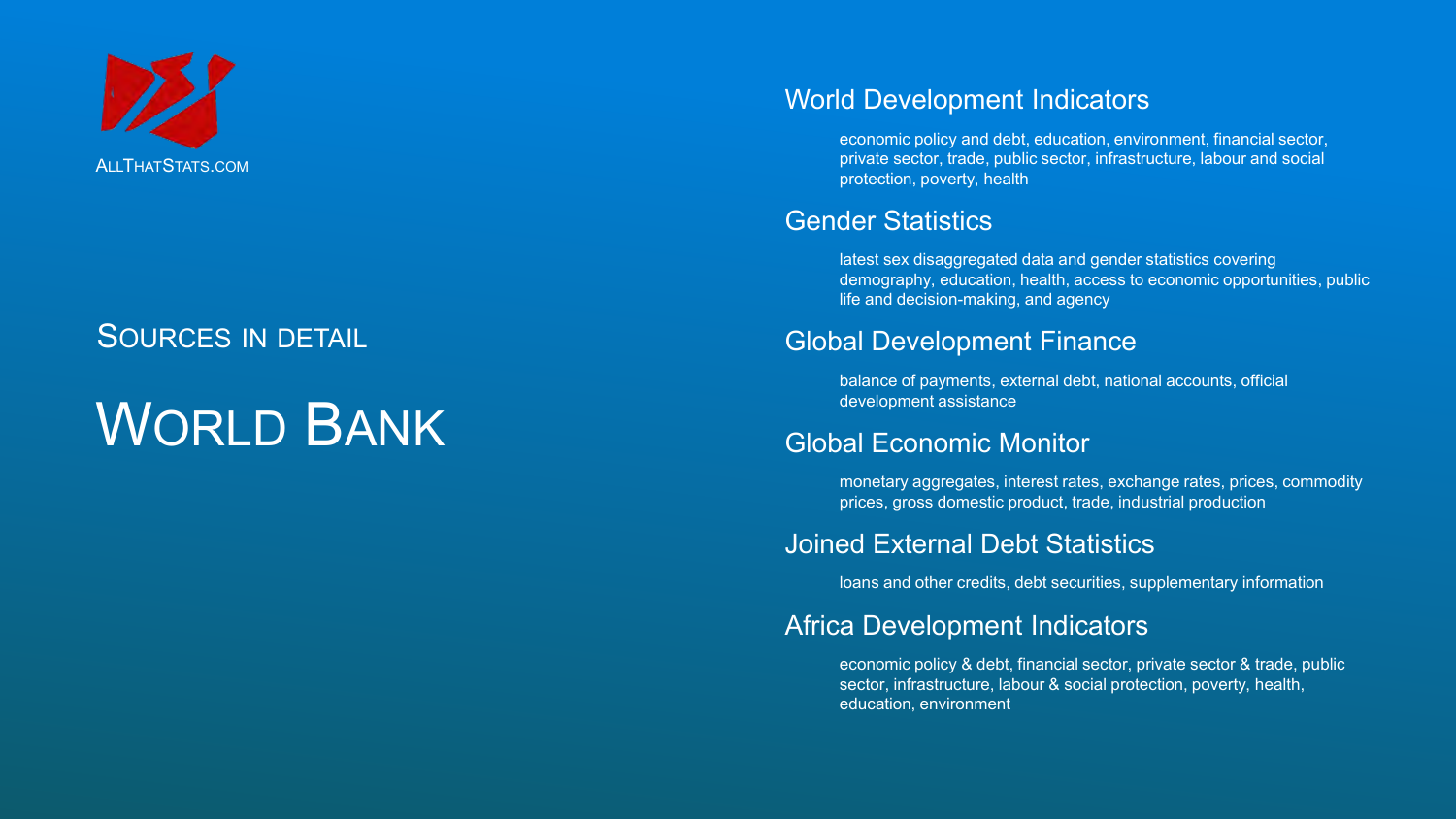ALLTHATSTATS.COM

SOURCES IN DETAIL

# WORLD BANK

## World Development Indicators

economic policy and debt, education, environment, financial sector, private sector, trade, public sector, infrastructure, labour and social protection, poverty, health

## Gender Statistics

latest sex disaggregated data and gender statistics covering demography, education, health, access to economic opportunities, public life and decision-making, and agency

## Global Development Finance

balance of payments, external debt, national accounts, official development assistance

## Global Economic Monitor

monetary aggregates, interest rates, exchange rates, prices, commodity prices, gross domestic product, trade, industrial production

## Joined External Debt Statistics

loans and other credits, debt securities, supplementary information

## Africa Development Indicators

economic policy & debt, financial sector, private sector & trade, public sector, infrastructure, labour & social protection, poverty, health, education, environment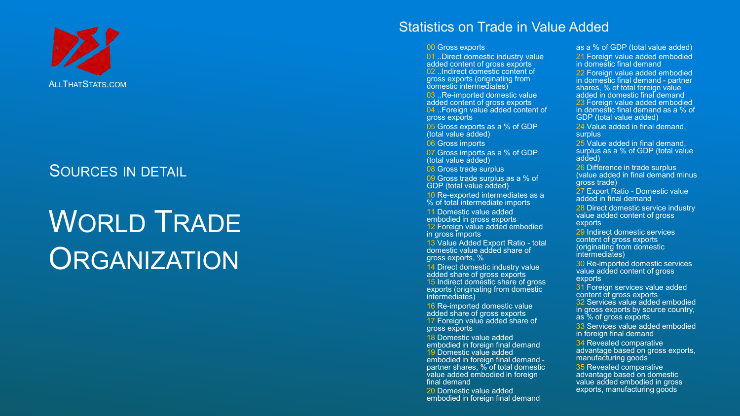ALLTHATSTATS.COM

## Sources in detail

# World Trade Organization

## Statistics on Trade in Value Added

- 00 Gross exports
- 01 ..Direct domestic industry value added content of gross exports
- 02 ..Indirect domestic content of gross exports (originating from domestic intermediates)
- 03 ..Re-imported domestic value added content of gross exports
- 04 ..Foreign value added content of gross exports
- 05 Gross exports as a % of GDP (total value added)
- 06 Gross imports
- 07 Gross imports as a % of GDP (total value added)
- 08 Gross trade surplus
- 09 Gross trade surplus as a % of GDP (total value added)
- 10 Re-exported intermediates as a % of total intermediate imports
- 11 Domestic value added embodied in gross exports
- 12 Foreign value added embodied in gross imports
- 13 Value Added Export Ratio - total domestic value added share of gross exports, %
- 14 Direct domestic industry value added share of gross exports
- 15 Indirect domestic share of gross exports (originating from domestic intermediates)
- 16 Re-imported domestic value added share of gross exports
- 17 Foreign value added share of gross exports
- 18 Domestic value added embodied in foreign final demand
- 19 Domestic value added embodied in foreign final demand - partner shares, % of total domestic value added embodied in foreign final demand
- 20 Domestic value added embodied in foreign final demand as a % of GDP (total value added)
- 21 Foreign value added embodied in domestic final demand
- 22 Foreign value added embodied in domestic final demand - partner shares, % of total foreign value added in domestic final demand
- 23 Foreign value added embodied in domestic final demand as a % of GDP (total value added)
- 24 Value added in final demand, surplus
- 25 Value added in final demand, surplus as a % of GDP (total value added)
- 26 Difference in trade surplus (value added in final demand minus gross trade)
- 27 Export Ratio - Domestic value added in final demand
- 28 Direct domestic service industry value added content of gross exports
- 29 Indirect domestic services content of gross exports (originating from domestic intermediates)
- 30 Re-imported domestic services value added content of gross exports
- 31 Foreign services value added content of gross exports
- 32 Services value added embodied in gross exports by source country, as % of gross exports
- 33 Services value added embodied in foreign final demand
- 34 Revealed comparative advantage based on gross exports, manufacturing goods
- 35 Revealed comparative advantage based on domestic value added embodied in gross exports, manufacturing goods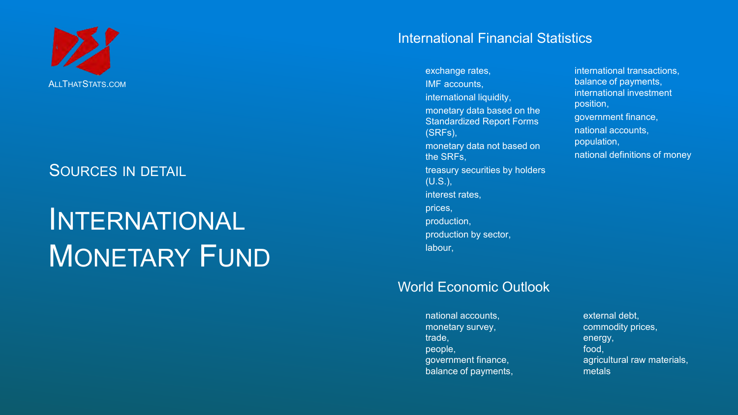ALLTHATSTATS.COM

## Sources in detail

# International Monetary Fund

### International Financial Statistics

exchange rates,
IMF accounts,
international liquidity,
monetary data based on the Standardized Report Forms (SRFs),
monetary data not based on the SRFs,
treasury securities by holders (U.S.),
interest rates,
prices,
production,
production by sector,
labour,
international transactions,
balance of payments,
international investment position,
government finance,
national accounts,
population,
national definitions of money

### World Economic Outlook

national accounts,
monetary survey,
trade,
people,
government finance,
balance of payments,
external debt,
commodity prices,
energy,
food,
agricultural raw materials,
metals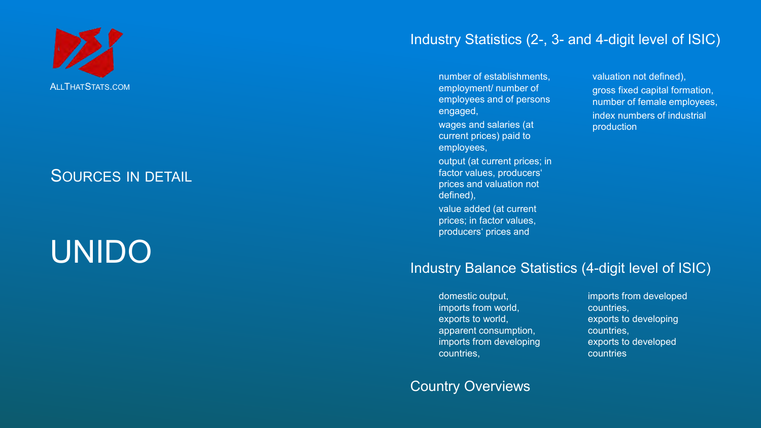ALLTHATSTATS.COM

## SOURCES IN DETAIL

# UNIDO

### Industry Statistics (2-, 3- and 4-digit level of ISIC)

- number of establishments,
- employment/ number of employees and of persons engaged,
- wages and salaries (at current prices) paid to employees,
- output (at current prices; in factor values, producers' prices and valuation not defined),
- value added (at current prices; in factor values, producers' prices and valuation not defined),
- gross fixed capital formation,
- number of female employees,
- index numbers of industrial production

### Industry Balance Statistics (4-digit level of ISIC)

- domestic output,
- imports from world,
- exports to world,
- apparent consumption,
- imports from developing countries,
- imports from developed countries,
- exports to developing countries,
- exports to developed countries

### Country Overviews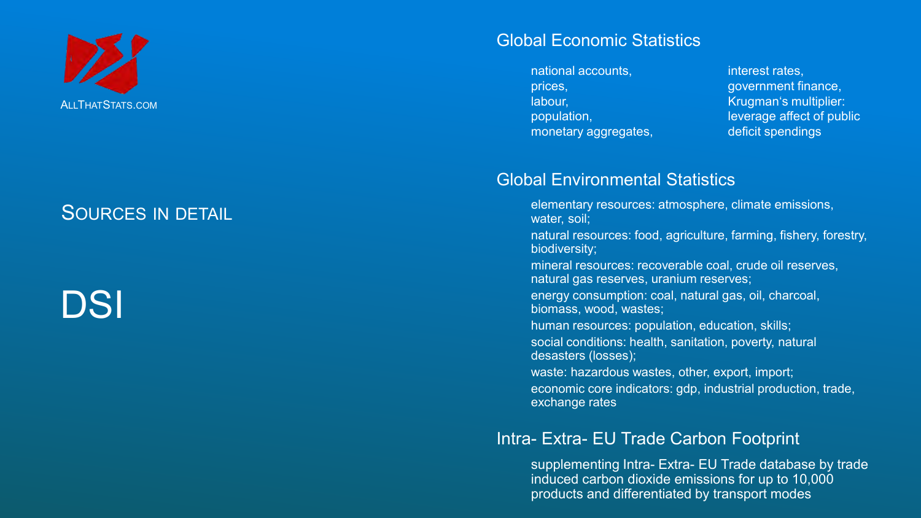ALLTHATSTATS.COM

SOURCES IN DETAIL

# DSI

## Global Economic Statistics

- national accounts,
- prices,
- labour,
- population,
- monetary aggregates,
- interest rates,
- government finance,
- Krugman's multiplier: leverage affect of public deficit spendings

## Global Environmental Statistics

- elementary resources: atmosphere, climate emissions, water, soil;
- natural resources: food, agriculture, farming, fishery, forestry, biodiversity;
- mineral resources: recoverable coal, crude oil reserves, natural gas reserves, uranium reserves;
- energy consumption: coal, natural gas, oil, charcoal, biomass, wood, wastes;
- human resources: population, education, skills;
- social conditions: health, sanitation, poverty, natural desasters (losses);
- waste: hazardous wastes, other, export, import;
- economic core indicators: gdp, industrial production, trade, exchange rates

## Intra- Extra- EU Trade Carbon Footprint

supplementing Intra- Extra- EU Trade database by trade induced carbon dioxide emissions for up to 10,000 products and differentiated by transport modes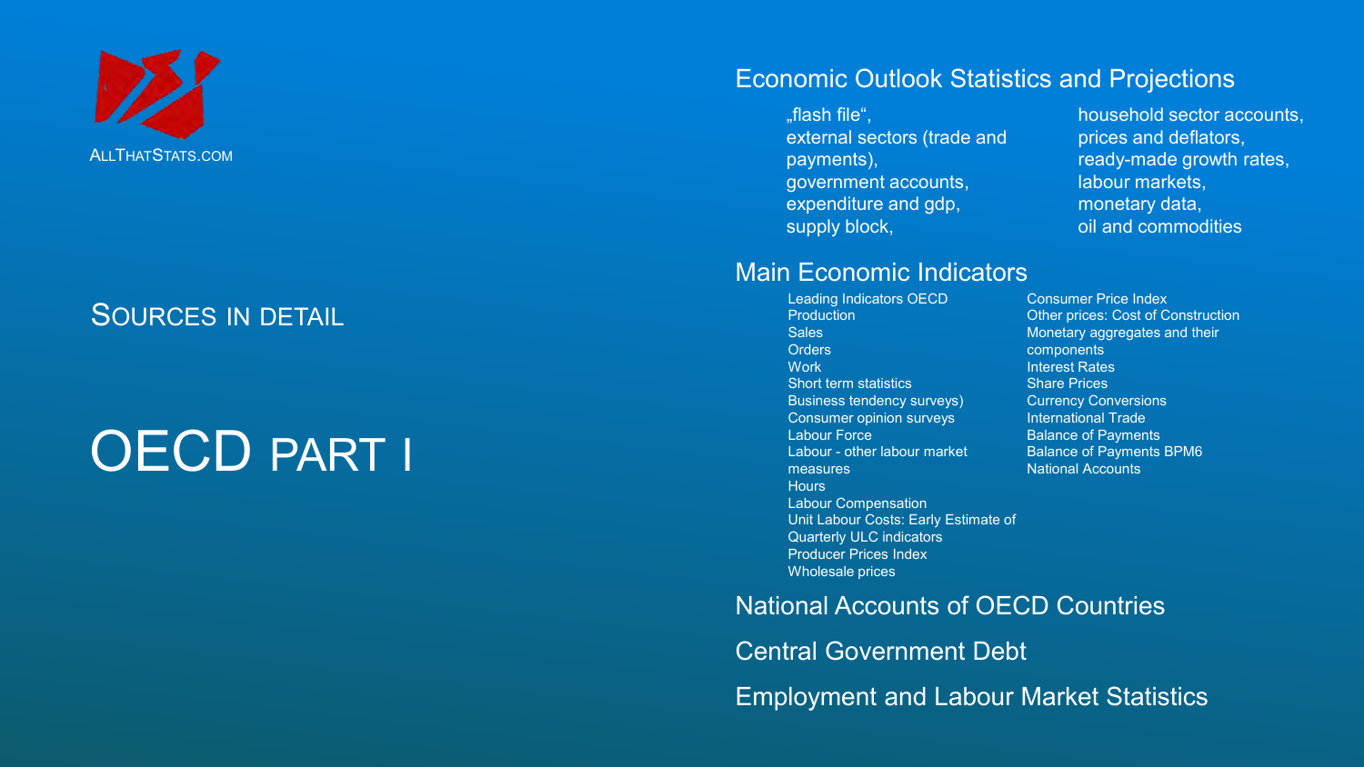ALLTHATSTATS.COM

## SOURCES IN DETAIL

# OECD PART I

## Economic Outlook Statistics and Projections

„flash file“,
external sectors (trade and payments),
government accounts,
expenditure and gdp,
supply block,
household sector accounts,
prices and deflators,
ready-made growth rates,
labour markets,
monetary data,
oil and commodities

## Main Economic Indicators

- Leading Indicators OECD
- Production
- Sales
- Orders
- Work
- Short term statistics
- Business tendency surveys)
- Consumer opinion surveys
- Labour Force
- Labour - other labour market measures
- Hours
- Labour Compensation
- Unit Labour Costs: Early Estimate of Quarterly ULC indicators
- Producer Prices Index
- Wholesale prices
- Consumer Price Index
- Other prices: Cost of Construction
- Monetary aggregates and their components
- Interest Rates
- Share Prices
- Currency Conversions
- International Trade
- Balance of Payments
- Balance of Payments BPM6
- National Accounts

## National Accounts of OECD Countries

## Central Government Debt

## Employment and Labour Market Statistics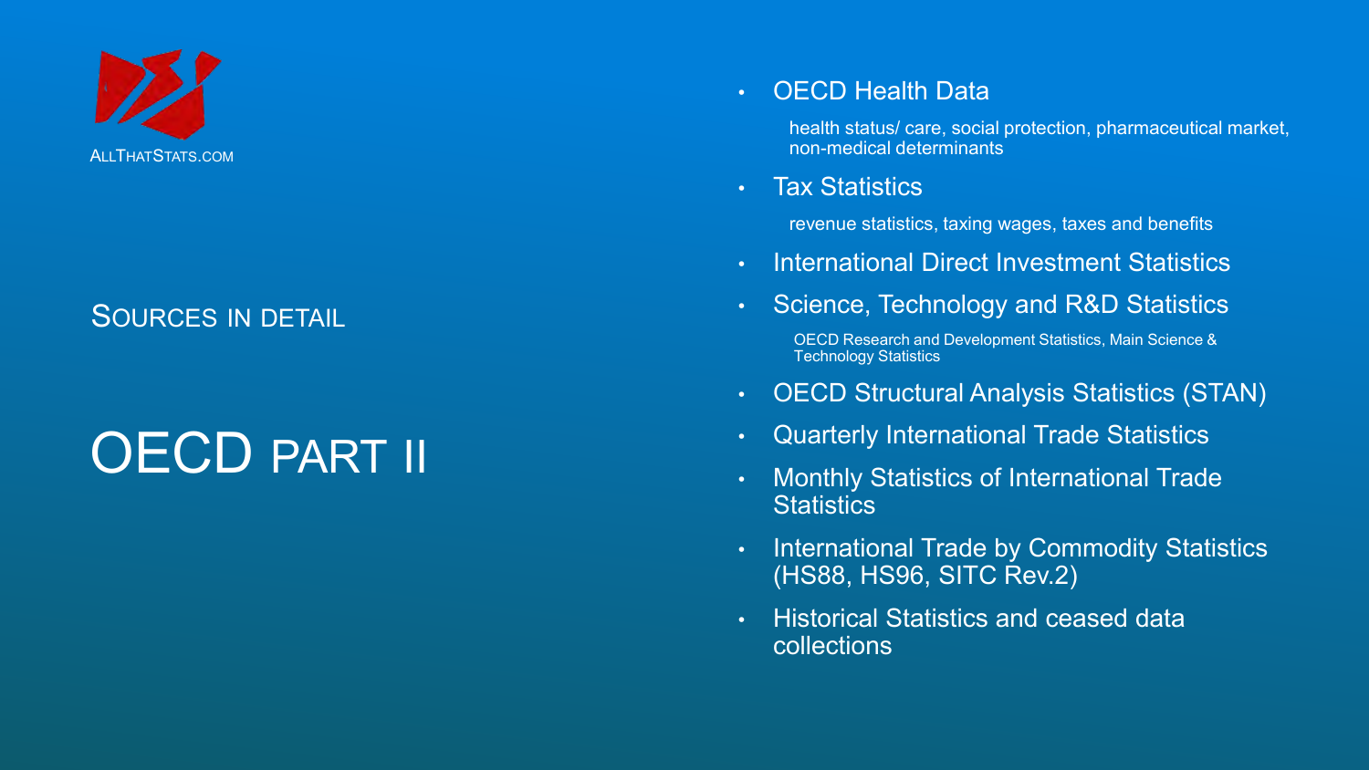ALLTHATSTATS.COM

## SOURCES IN DETAIL

# OECD PART II

- OECD Health Data

  health status/ care, social protection, pharmaceutical market, non-medical determinants

- Tax Statistics

  revenue statistics, taxing wages, taxes and benefits

- International Direct Investment Statistics
- Science, Technology and R&D Statistics

  OECD Research and Development Statistics, Main Science & Technology Statistics

- OECD Structural Analysis Statistics (STAN)
- Quarterly International Trade Statistics
- Monthly Statistics of International Trade Statistics
- International Trade by Commodity Statistics (HS88, HS96, SITC Rev.2)
- Historical Statistics and ceased data collections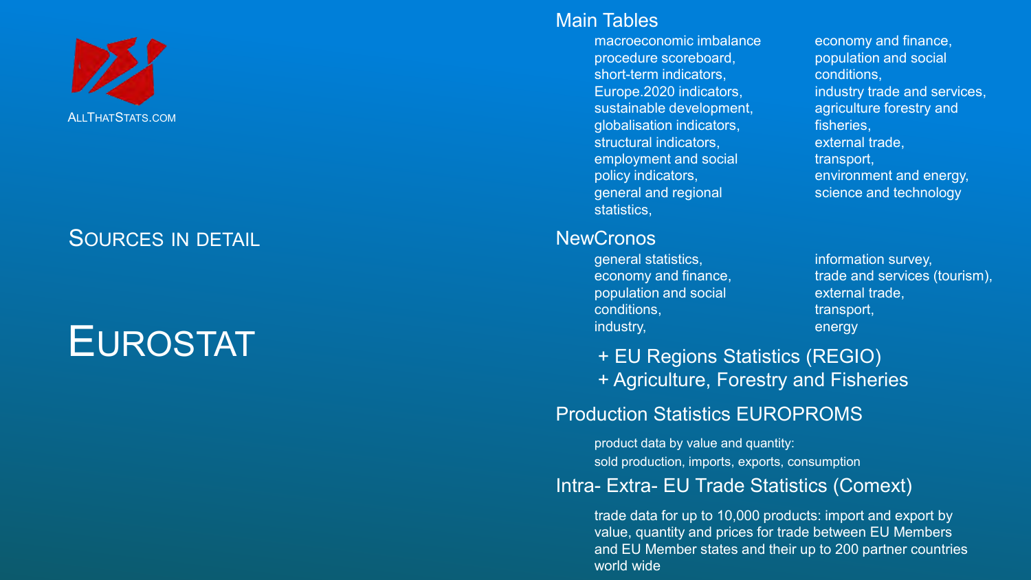ALLTHATSTATS.COM

## Sources in detail

# Eurostat

### Main Tables

macroeconomic imbalance procedure scoreboard, short-term indicators, Europe.2020 indicators, sustainable development, globalisation indicators, structural indicators, employment and social policy indicators, general and regional statistics, economy and finance, population and social conditions, industry trade and services, agriculture forestry and fisheries, external trade, transport, environment and energy, science and technology

### NewCronos

general statistics, economy and finance, population and social conditions, industry, information survey, trade and services (tourism), external trade, transport, energy

+ EU Regions Statistics (REGIO)
+ Agriculture, Forestry and Fisheries

### Production Statistics EUROPROMS

product data by value and quantity:
sold production, imports, exports, consumption

### Intra- Extra- EU Trade Statistics (Comext)

trade data for up to 10,000 products: import and export by value, quantity and prices for trade between EU Members and EU Member states and their up to 200 partner countries world wide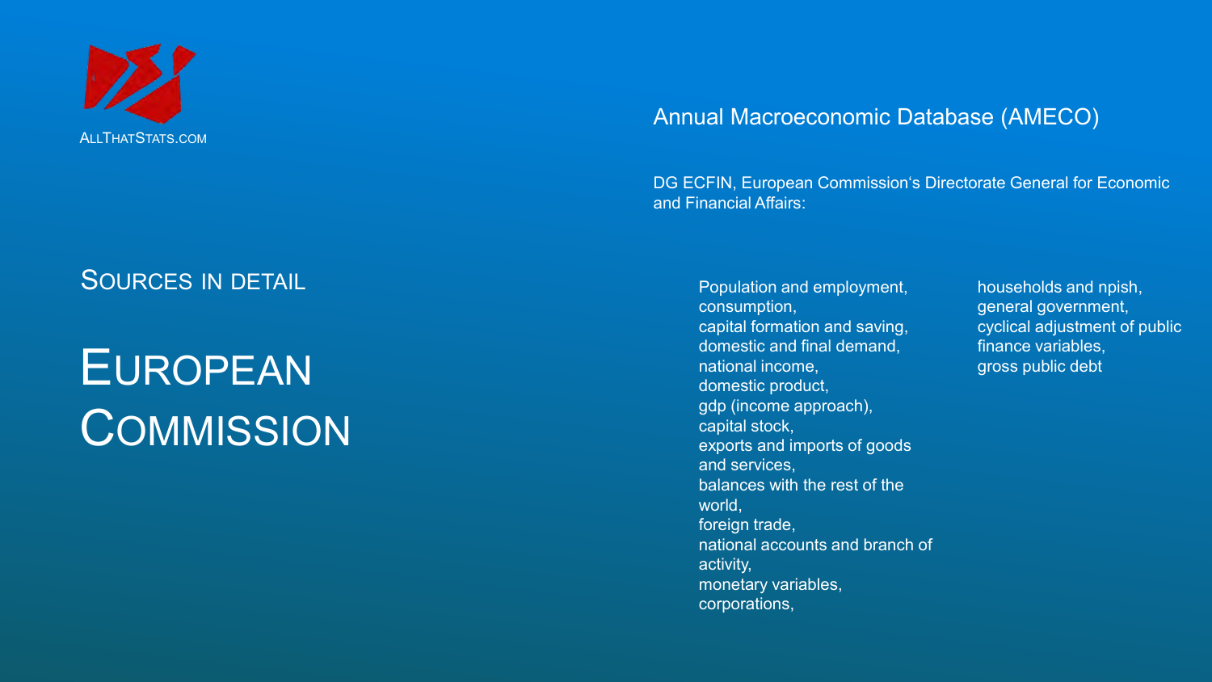ALLTHATSTATS.COM

## SOURCES IN DETAIL

# EUROPEAN COMMISSION

### Annual Macroeconomic Database (AMECO)

DG ECFIN, European Commission's Directorate General for Economic and Financial Affairs:

Population and employment,
consumption,
capital formation and saving,
domestic and final demand,
national income,
domestic product,
gdp (income approach),
capital stock,
exports and imports of goods and services,
balances with the rest of the world,
foreign trade,
national accounts and branch of activity,
monetary variables,
corporations,
households and npish,
general government,
cyclical adjustment of public finance variables,
gross public debt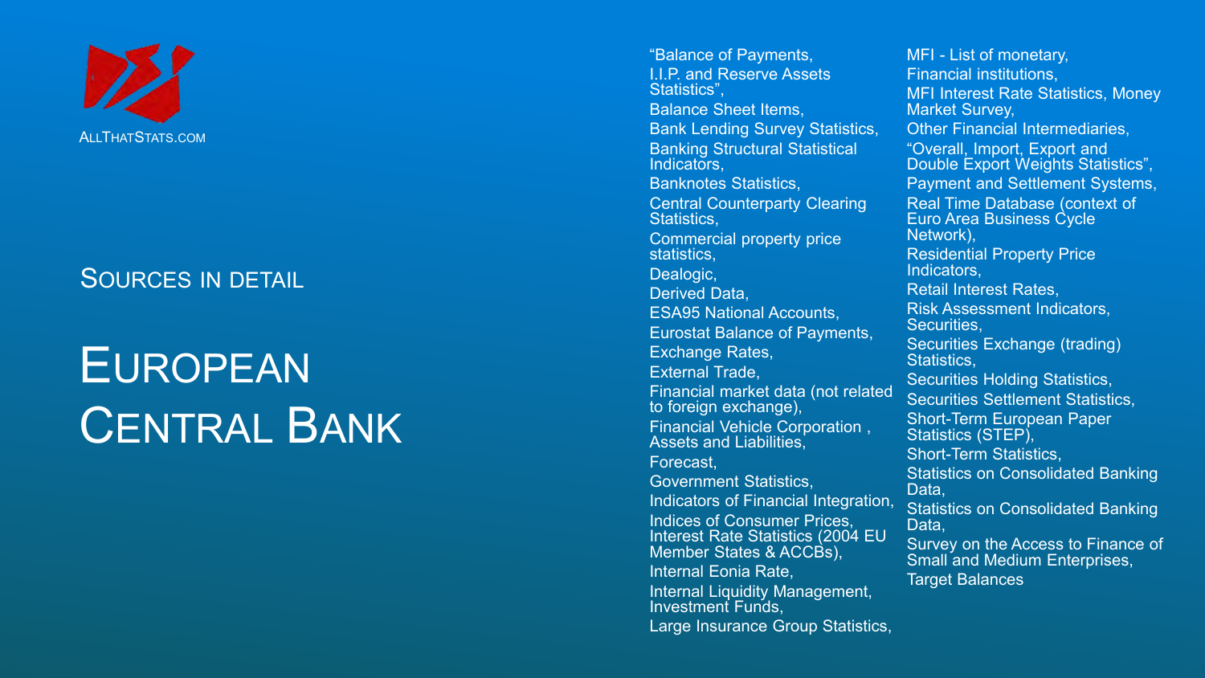ALLTHATSTATS.COM

## SOURCES IN DETAIL

# EUROPEAN CENTRAL BANK

"Balance of Payments, I.I.P. and Reserve Assets Statistics",
Balance Sheet Items,
Bank Lending Survey Statistics,
Banking Structural Statistical Indicators,
Banknotes Statistics,
Central Counterparty Clearing Statistics,
Commercial property price statistics,
Dealogic,
Derived Data,
ESA95 National Accounts,
Eurostat Balance of Payments,
Exchange Rates,
External Trade,
Financial market data (not related to foreign exchange),
Financial Vehicle Corporation , Assets and Liabilities,
Forecast,
Government Statistics,
Indicators of Financial Integration,
Indices of Consumer Prices,
Interest Rate Statistics (2004 EU Member States & ACCBs),
Internal Eonia Rate,
Internal Liquidity Management,
Investment Funds,
Large Insurance Group Statistics,
MFI - List of monetary,
Financial institutions,
MFI Interest Rate Statistics, Money Market Survey,
Other Financial Intermediaries,
"Overall, Import, Export and Double Export Weights Statistics",
Payment and Settlement Systems,
Real Time Database (context of Euro Area Business Cycle Network),
Residential Property Price Indicators,
Retail Interest Rates,
Risk Assessment Indicators,
Securities,
Securities Exchange (trading) Statistics,
Securities Holding Statistics,
Securities Settlement Statistics,
Short-Term European Paper Statistics (STEP),
Short-Term Statistics,
Statistics on Consolidated Banking Data,
Statistics on Consolidated Banking Data,
Survey on the Access to Finance of Small and Medium Enterprises,
Target Balances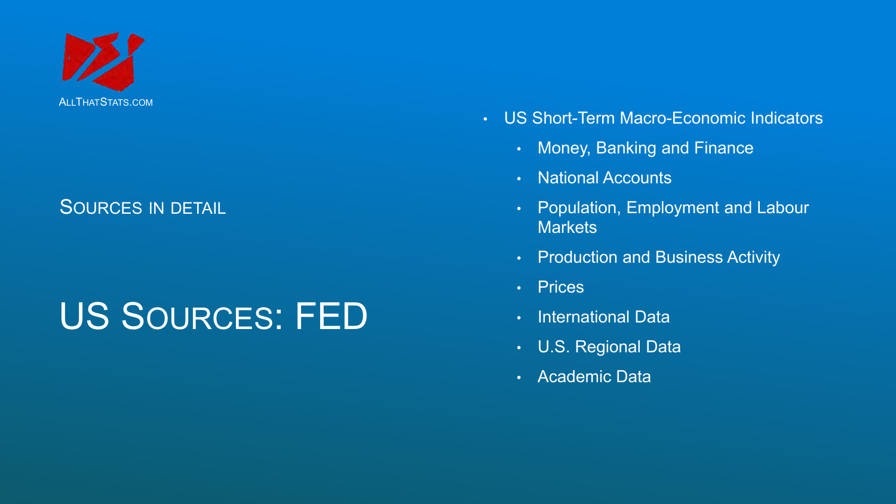ALLTHATSTATS.COM

SOURCES IN DETAIL

# US SOURCES: FED

- US Short-Term Macro-Economic Indicators
  - Money, Banking and Finance
  - National Accounts
  - Population, Employment and Labour Markets
  - Production and Business Activity
  - Prices
  - International Data
  - U.S. Regional Data
  - Academic Data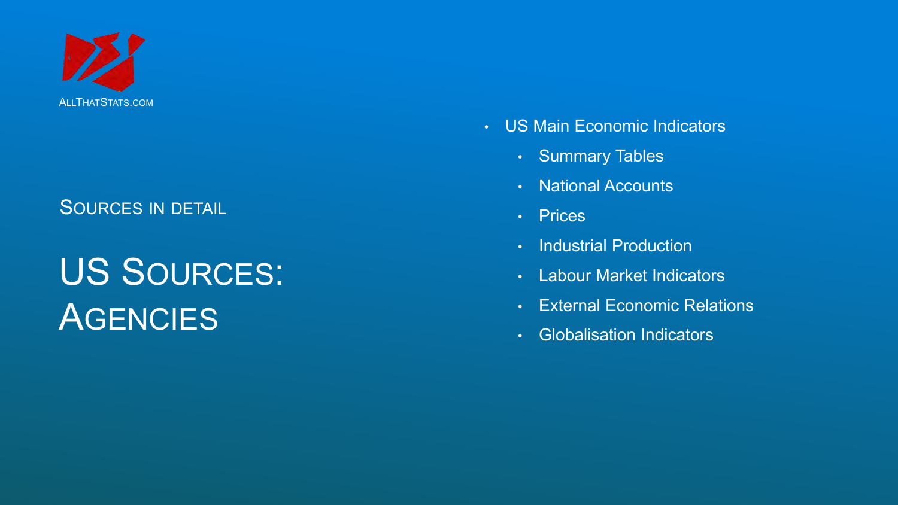ALLTHATSTATS.COM

SOURCES IN DETAIL

# US SOURCES: AGENCIES

- US Main Economic Indicators
  - Summary Tables
  - National Accounts
  - Prices
  - Industrial Production
  - Labour Market Indicators
  - External Economic Relations
  - Globalisation Indicators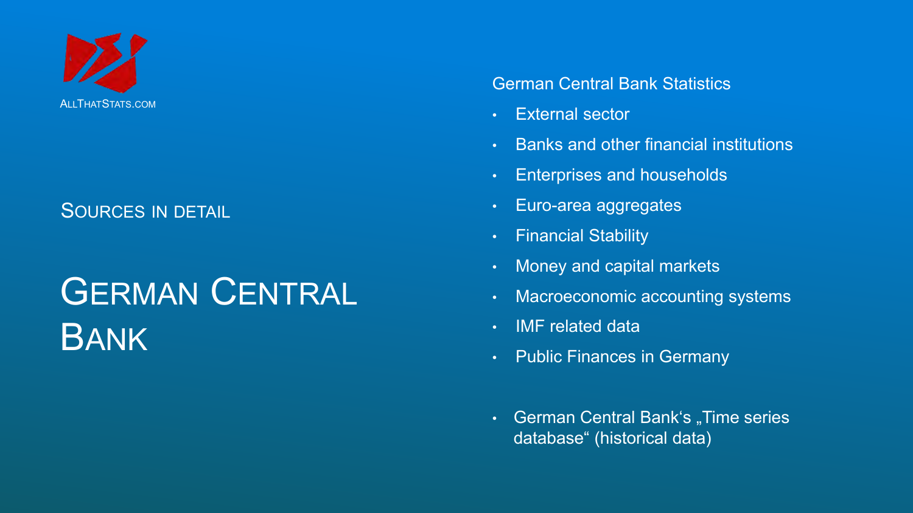ALLTHATSTATS.COM

## SOURCES IN DETAIL

# GERMAN CENTRAL BANK

German Central Bank Statistics

- External sector
- Banks and other financial institutions
- Enterprises and households
- Euro-area aggregates
- Financial Stability
- Money and capital markets
- Macroeconomic accounting systems
- IMF related data
- Public Finances in Germany

- German Central Bank's „Time series database“ (historical data)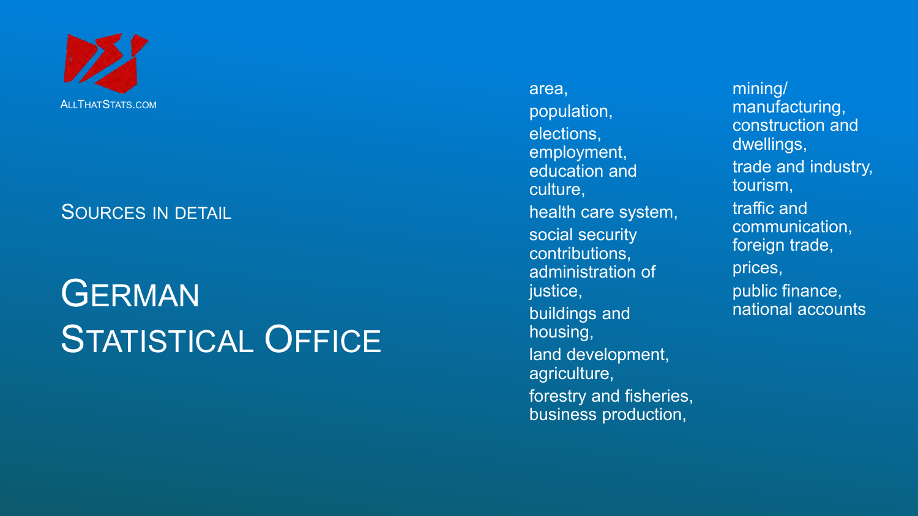ALLTHATSTATS.COM

Sources in detail

# German Statistical Office

area,
population,
elections,
employment,
education and culture,
health care system,
social security contributions,
administration of justice,
buildings and housing,
land development,
agriculture,
forestry and fisheries,
business production,
mining/manufacturing,
construction and dwellings,
trade and industry,
tourism,
traffic and communication,
foreign trade,
prices,
public finance,
national accounts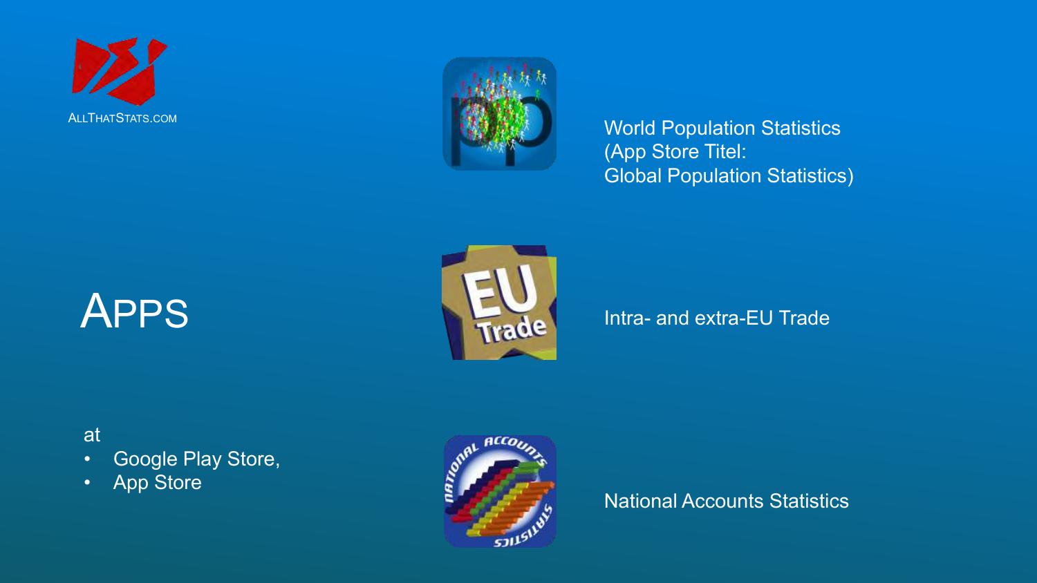ALLTHATSTATS.COM

# APPS

at

- Google Play Store,
- App Store

World Population Statistics (App Store Titel: Global Population Statistics)

Intra- and extra-EU Trade

National Accounts Statistics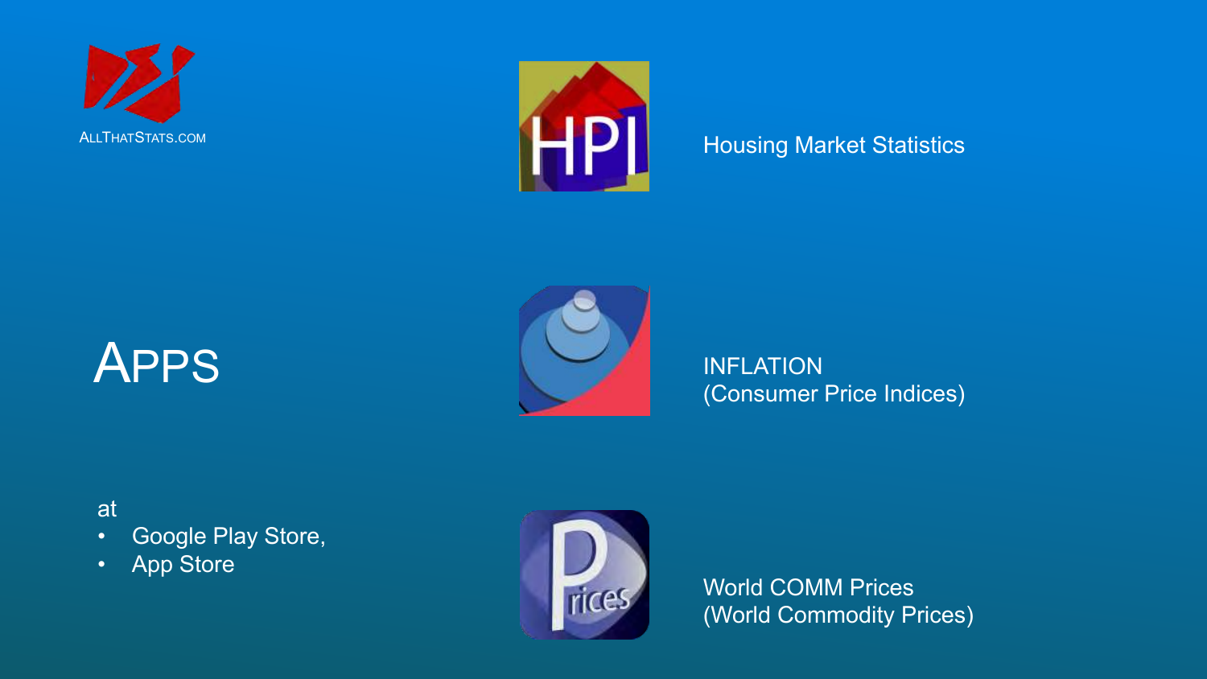ALLTHATSTATS.COM

# APPS

at

- Google Play Store,
- App Store

Housing Market Statistics

INFLATION
(Consumer Price Indices)

World COMM Prices
(World Commodity Prices)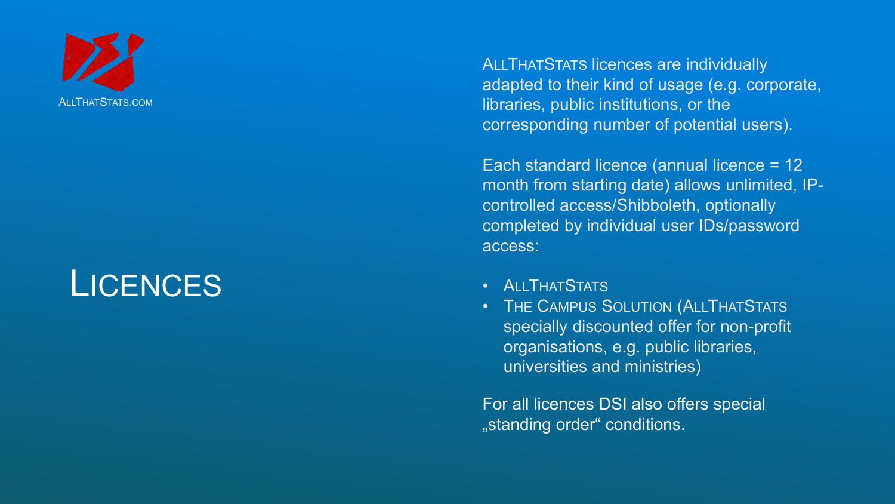ALLTHATSTATS.COM

# LICENCES

ALLTHATSTATS licences are individually adapted to their kind of usage (e.g. corporate, libraries, public institutions, or the corresponding number of potential users).

Each standard licence (annual licence = 12 month from starting date) allows unlimited, IP-controlled access/Shibboleth, optionally completed by individual user IDs/password access:

- ALLTHATSTATS
- THE CAMPUS SOLUTION (ALLTHATSTATS specially discounted offer for non-profit organisations, e.g. public libraries, universities and ministries)

For all licences DSI also offers special „standing order“ conditions.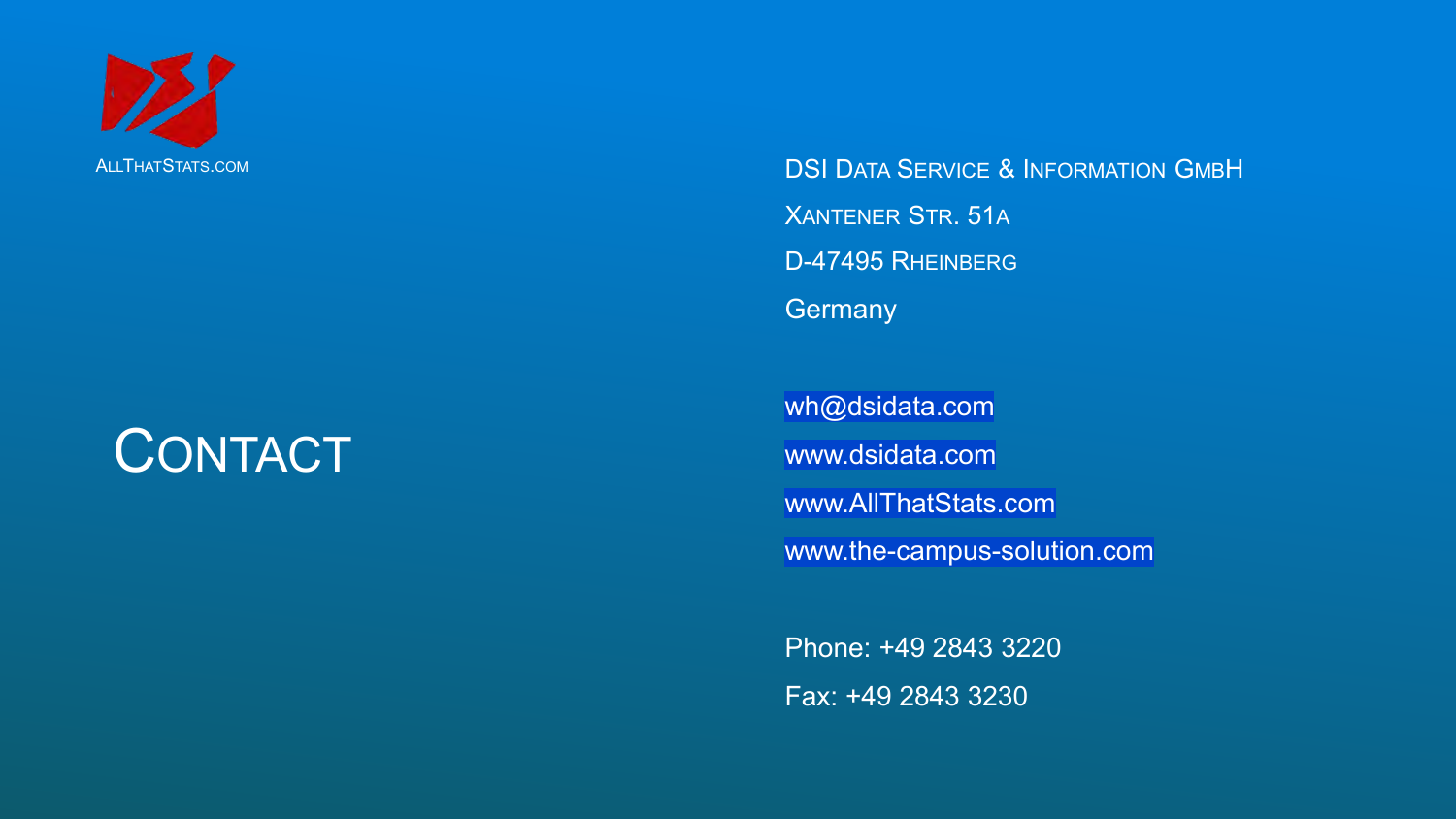ALLTHATSTATS.COM

# CONTACT

DSI DATA SERVICE & INFORMATION GMBH

XANTENER STR. 51A

D-47495 RHEINBERG

Germany

wh@dsidata.com

www.dsidata.com

www.AllThatStats.com

www.the-campus-solution.com

Phone: +49 2843 3220

Fax: +49 2843 3230